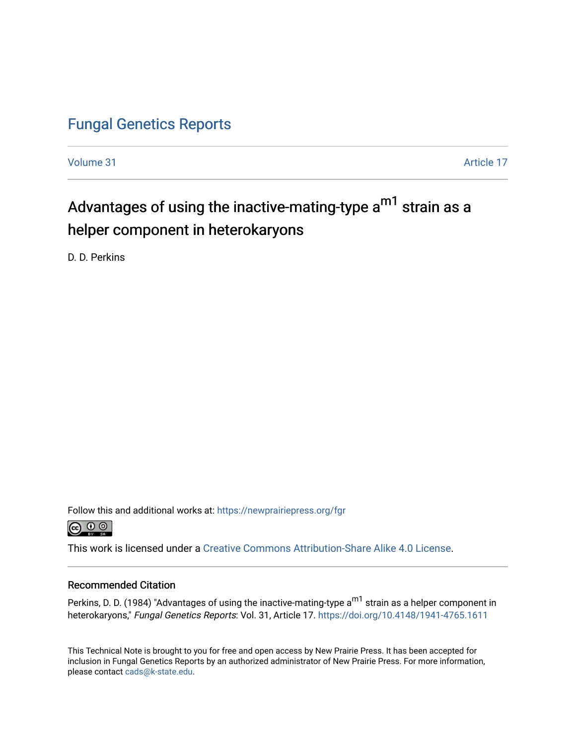# Fungal Genetics Reports

Volume 31 | Article 17

## Advantages of using the inactive-mating-type $a^{m1}$ strain as a helper component in heterokaryons

D. D. Perkins

Follow this and additional works at: https://newprairiepress.org/fgr

This work is licensed under a Creative Commons Attribution-Share Alike 4.0 License.

### Recommended Citation

Perkins, D. D. (1984) "Advantages of using the inactive-mating-type $a^{m1}$ strain as a helper component in heterokaryons," *Fungal Genetics Reports*: Vol. 31, Article 17. https://doi.org/10.4148/1941-4765.1611

This Technical Note is brought to you for free and open access by New Prairie Press. It has been accepted for inclusion in Fungal Genetics Reports by an authorized administrator of New Prairie Press. For more information, please contact cads@k-state.edu.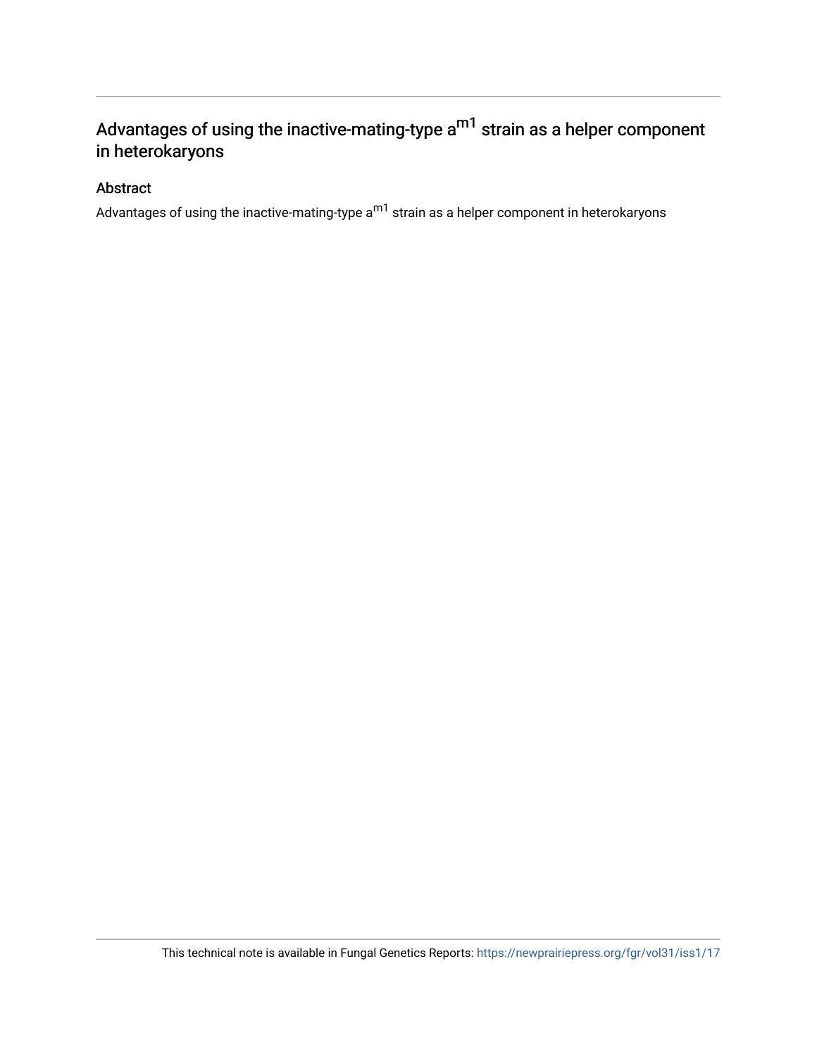# Advantages of using the inactive-mating-type $a^{m1}$ strain as a helper component in heterokaryons

## Abstract

Advantages of using the inactive-mating-type $a^{m1}$ strain as a helper component in heterokaryons

This technical note is available in Fungal Genetics Reports: https://newprairiepress.org/fgr/vol31/iss1/17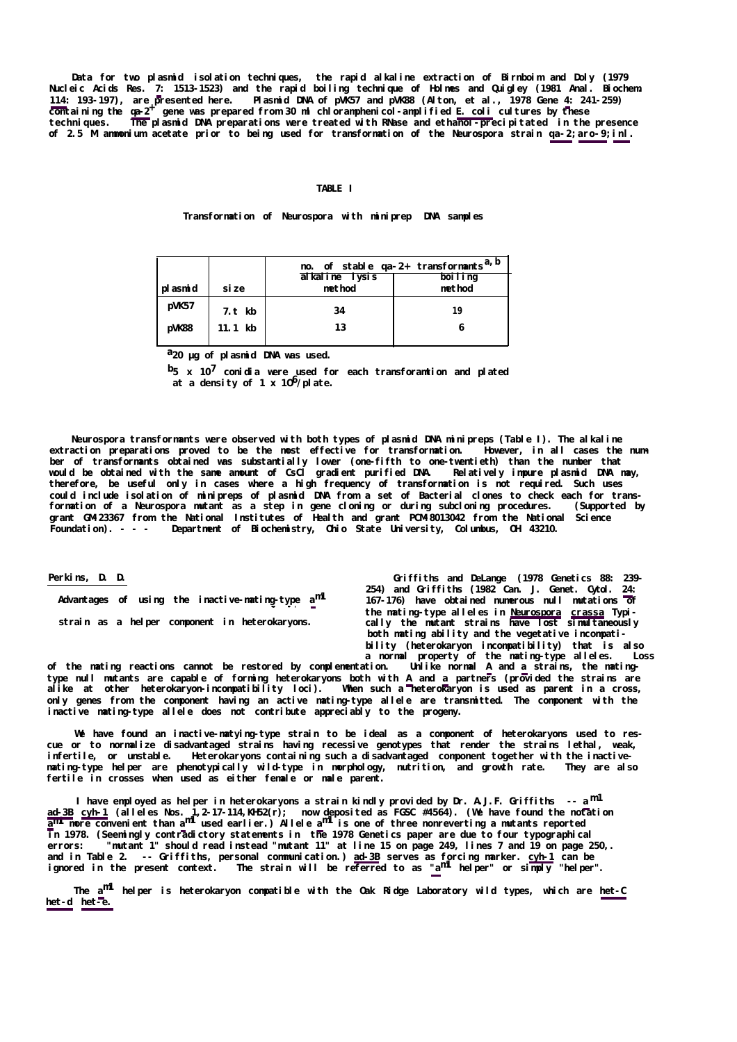Data for two plasmid isolation techniques, the rapid alkaline extraction of Birnboim and Doly (1979 Nucleic Acids Res. 7: 1513-1523) and the rapid boiling technique of Holmes and Quigley (1981 Anal. Biochem. 114: 193-197), are presented here. Plasmid DNA of pVK57 and pVK88 (Alton, et al., 1978 Gene 4: 241-259) containing the *qa-2*$^+$ gene was prepared from 30 ml chloramphenicol-amplified *E. coli* cultures by these techniques. The plasmid DNA preparations were treated with RNase and ethanol-precipitated in the presence of 2.5 M ammonium acetate prior to being used for transformation of the Neurospora strain *qa-2; aro-9; inl*.

TABLE I

Transformation of Neurospora with miniprep DNA samples

| plasmid | size | no. of stable qa-2+ transformants[a, b] alkaline lysis method | boiling method |
|---|---|---|---|
| pVK57 | 7.t kb | 34 | 19 |
| pVK88 | 11.1 kb | 13 | 6 |

[a] 20 µg of plasmid DNA was used.

[b] $5 \times 10^7$ conidia were used for each transforamtion and plated at a density of $1 \times 10^6$/plate.

Neurospora transformants were observed with both types of plasmid DNA minipreps (Table I). The alkaline extraction preparations proved to be the most effective for transformation. However, in all cases the number of transformants obtained was substantially lower (one-fifth to one-twentieth) than the number that would be obtained with the same amount of CsCl gradient purified DNA. Relatively impure plasmid DNA may, therefore, be useful only in cases where a high frequency of transformation is not required. Such uses could include isolation of minipreps of plasmid DNA from a set of Bacterial clones to check each for transformation of a Neurospora mutant as a step in gene cloning or during subcloning procedures. (Supported by grant GM 23367 from the National Institutes of Health and grant PCM 8013042 from the National Science Foundation). - - - Department of Biochemistry, Ohio State University, Columbus, OH 43210.

Perkins, D. D.

**Advantages of using the inactive-mating-type $a^{m1}$ strain as a helper component in heterokaryons.**

Griffiths and DeLange (1978 Genetics 88: 239-254) and Griffiths (1982 Can. J. Genet. Cytol. 24: 167-176) have obtained numerous null mutations of the mating-type alleles in *Neurospora crassa*. Typically the mutant strains have lost simultaneously both mating ability and the vegetative incompatibility (heterokaryon incompatibility) that is also a normal property of the mating-type alleles. Loss of the mating reactions cannot be restored by complementation. Unlike normal A and a strains, the mating-type null mutants are capable of forming heterokaryons both with A and a partners (provided the strains are alike at other heterokaryon-incompatibility loci). When such a heterokaryon is used as parent in a cross, only genes from the component having an active mating-type allele are transmitted. The component with the inactive mating-type allele does not contribute appreciably to the progeny.

We have found an inactive-matying-type strain to be ideal as a component of heterokaryons used to rescue or to normalize disadvantaged strains having recessive genotypes that render the strains lethal, weak, infertile, or unstable. Heterokaryons containing such a disadvantaged component together with the inactive-mating-type helper are phenotypically wild-type in morphology, nutrition, and growth rate. They are also fertile in crosses when used as either female or male parent.

I have employed as helper in heterokaryons a strain kindly provided by Dr. A.J.F. Griffiths -- $a^{m1}$ *ad-3B cyh-1* (alleles Nos. 1,2-17-114,KH52(r); now deposited as FGSC #4564). (We have found the notation $a^{m1}$ more convenient than $a^{m1}$ used earlier.) Allele $a^{m1}$ is one of three nonreverting a mutants reported in 1978. (Seemingly contradictory statements in the 1978 Genetics paper are due to four typographical errors: "mutant 1" should read instead "mutant 11" at line 15 on page 249, lines 7 and 19 on page 250, and in Table 2. -- Griffiths, personal communication.) *ad-3B* serves as forcing marker. *cyh-1* can be ignored in the present context. The strain will be referred to as "$a^{m1}$ helper" or simply "helper".

The $a^{m1}$ helper is heterokaryon compatible with the Oak Ridge Laboratory wild types, which are *het-C het-d het-e*.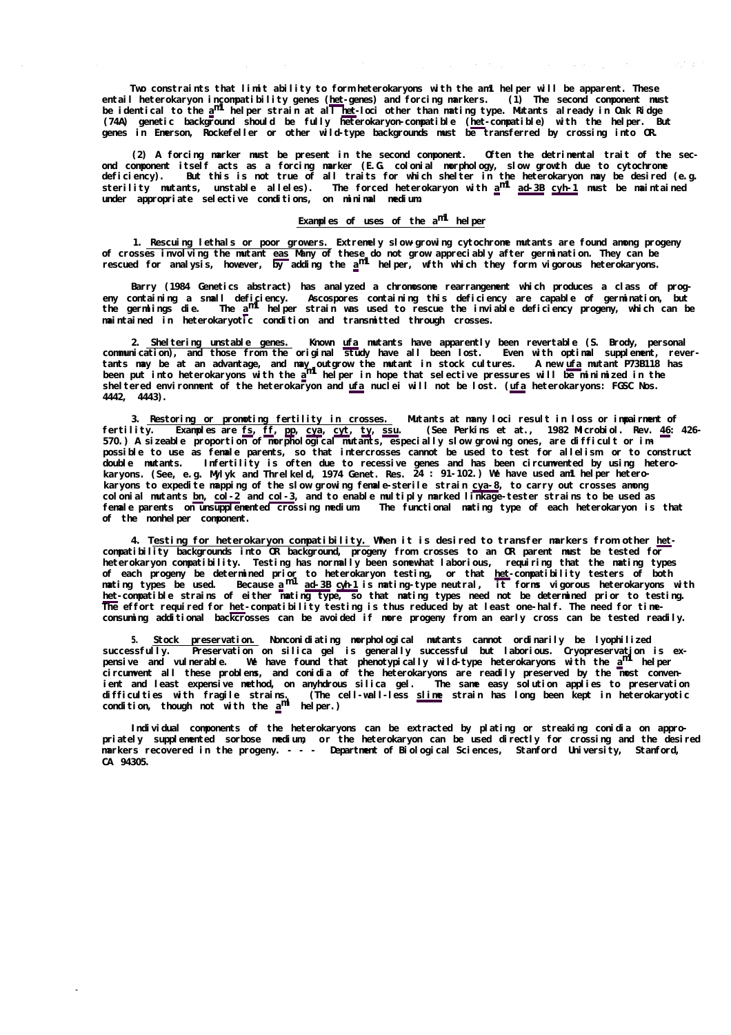Two constraints that limit ability to form heterokaryons with the am1 helper will be apparent. These entail heterokaryon incompatibility genes (het-genes) and forcing markers. (1) The second component must be identical to the $a^{m1}$ helper strain at all het-loci other than mating type. Mutants already in Oak Ridge (74A) genetic background should be fully heterokaryon-compatible (het-compatible) with the helper. But genes in Emerson, Rockefeller or other wild-type backgrounds must be transferred by crossing into OR.

(2) A forcing marker must be present in the second component. Often the detrimental trait of the second component itself acts as a forcing marker (E.G. colonial morphology, slow growth due to cytochrome deficiency). But this is not true of all traits for which shelter in the heterokaryon may be desired (e.g. sterility mutants, unstable alleles). The forced heterokaryon with $a^{m1}$ ad-3B cyh-1 must be maintained under appropriate selective conditions, on minimal medium.

## Examples of uses of the $a^{m1}$ helper

1. Rescuing lethals or poor growers. Extremely slow-growing cytochrome mutants are found among progeny of crosses involving the mutant eas. Many of these do not grow appreciably after germination. They can be rescued for analysis, however, by adding the $a^{m1}$ helper, with which they form vigorous heterokaryons.

Barry (1984 Genetics abstract) has analyzed a chromosome rearrangement which produces a class of progeny containing a small deficiency. Ascospores containing this deficiency are capable of germination, but the germlings die. The $a^{m1}$ helper strain was used to rescue the inviable deficiency progeny, which can be maintained in heterokaryotic condition and transmitted through crosses.

2. Sheltering unstable genes. Known ufa mutants have apparently been revertable (S. Brody, personal communication), and those from the original study have all been lost. Even with optimal supplement, revertants may be at an advantage, and may outgrow the mutant in stock cultures. A new ufa mutant P73B118 has been put into heterokaryons with the $a^{m1}$ helper in hope that selective pressures will be minimized in the sheltered environment of the heterokaryon and ufa nuclei will not be lost. (ufa heterokaryons: FGSC Nos. 4442, 4443).

3. Restoring or promoting fertility in crosses. Mutants at many loci result in loss or impairment of fertility. Examples are fs, ff, pp, cya, cyt, ty, ssu. (See Perkins et at., 1982 Microbiol. Rev. 46: 426-570.) A sizeable proportion of morphological mutants, especially slow growing ones, are difficult or impossible to use as female parents, so that intercrosses cannot be used to test for allelism or to construct double mutants. Infertility is often due to recessive genes and has been circumvented by using heterokaryons. (See, e.g. Mylyk and Threlkeld, 1974 Genet. Res. 24 : 91-102.) We have used am1 helper heterokaryons to expedite mapping of the slow growing female-sterile strain cya-8, to carry out crosses among colonial mutants bn, col-2 and col-3, and to enable multiply marked linkage-tester strains to be used as female parents on unsupplemented crossing medium. The functional mating type of each heterokaryon is that of the nonhelper component.

4. Testing for heterokaryon compatibility. When it is desired to transfer markers from other het-compatibility backgrounds into OR background, progeny from crosses to an OR parent must be tested for heterokaryon compatibility. Testing has normally been somewhat laborious, requiring that the mating types of each progeny be determined prior to heterokaryon testing, or that het-compatibility testers of both mating types be used. Because $a^{m1}$ ad-3B cyh-1 is mating-type neutral, it forms vigorous heterokaryons with het-compatible strains of either mating type, so that mating types need not be determined prior to testing. The effort required for het-compatibility testing is thus reduced by at least one-half. The need for time-consuming additional backcrosses can be avoided if more progeny from an early cross can be tested readily.

5. Stock preservation. Nonconidiating morphological mutants cannot ordinarily be lyophilized successfully. Preservation on silica gel is generally successful but laborious. Cryopreservation is expensive and vulnerable. We have found that phenotypically wild-type heterokaryons with the $a^{m1}$ helper circumvent all these problems, and conidia of the heterokaryons are readily preserved by the most convenient and least expensive method, on anyhdrous silica gel. The same easy solution applies to preservation difficulties with fragile strains. (The cell-wall-less slime strain has long been kept in heterokaryotic condition, though not with the $a^{m1}$ helper.)

Individual components of the heterokaryons can be extracted by plating or streaking conidia on appropriately supplemented sorbose medium, or the heterokaryon can be used directly for crossing and the desired markers recovered in the progeny. - - - Department of Biological Sciences, Stanford University, Stanford, CA 94305.